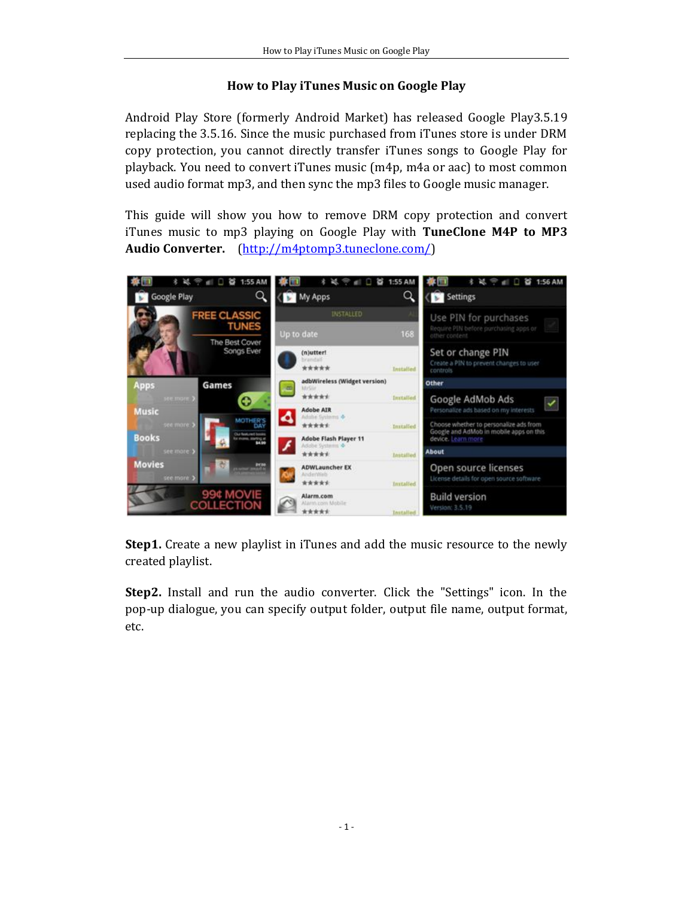# How to Play iTunes Music on Google Play

Android Play Store (formerly Android Market) has released Google Play3.5.19 replacing the 3.5.16. Since the music purchased from iTunes store is under DRM copy protection, you cannot directly transfer iTunes songs to Google Play for playback. You need to convert iTunes music (m4p, m4a or aac) to most common used audio format mp3, and then sync the mp3 files to Google music manager.

This guide will show you how to remove DRM copy protection and convert iTunes music to mp3 playing on Google Play with **TuneClone M4P to MP3 Audio Converter.** (http://m4ptomp3.tuneclone.com/)

**Step1.** Create a new playlist in iTunes and add the music resource to the newly created playlist.

**Step2.** Install and run the audio converter. Click the "Settings" icon. In the pop-up dialogue, you can specify output folder, output file name, output format, etc.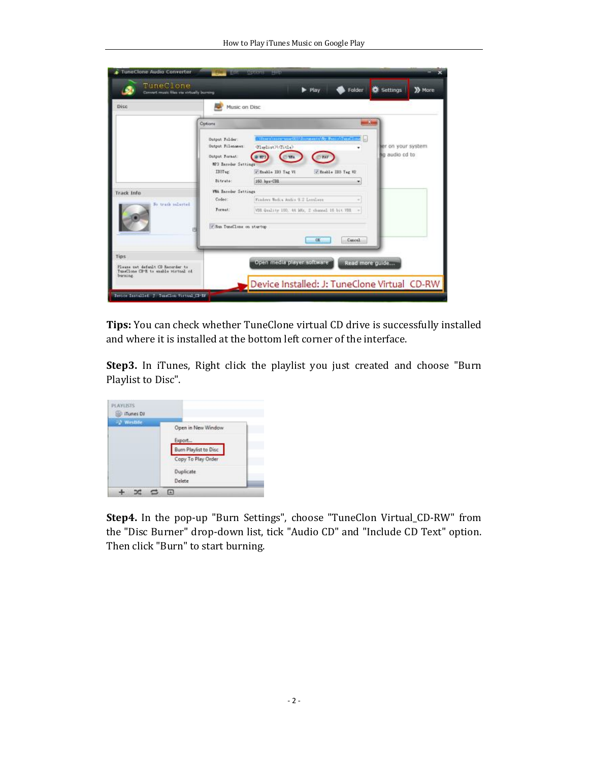**Tips:** You can check whether TuneClone virtual CD drive is successfully installed and where it is installed at the bottom left corner of the interface.

**Step3.** In iTunes, Right click the playlist you just created and choose "Burn Playlist to Disc".

**Step4.** In the pop-up "Burn Settings", choose "TuneClon Virtual_CD-RW" from the "Disc Burner" drop-down list, tick "Audio CD" and "Include CD Text" option. Then click "Burn" to start burning.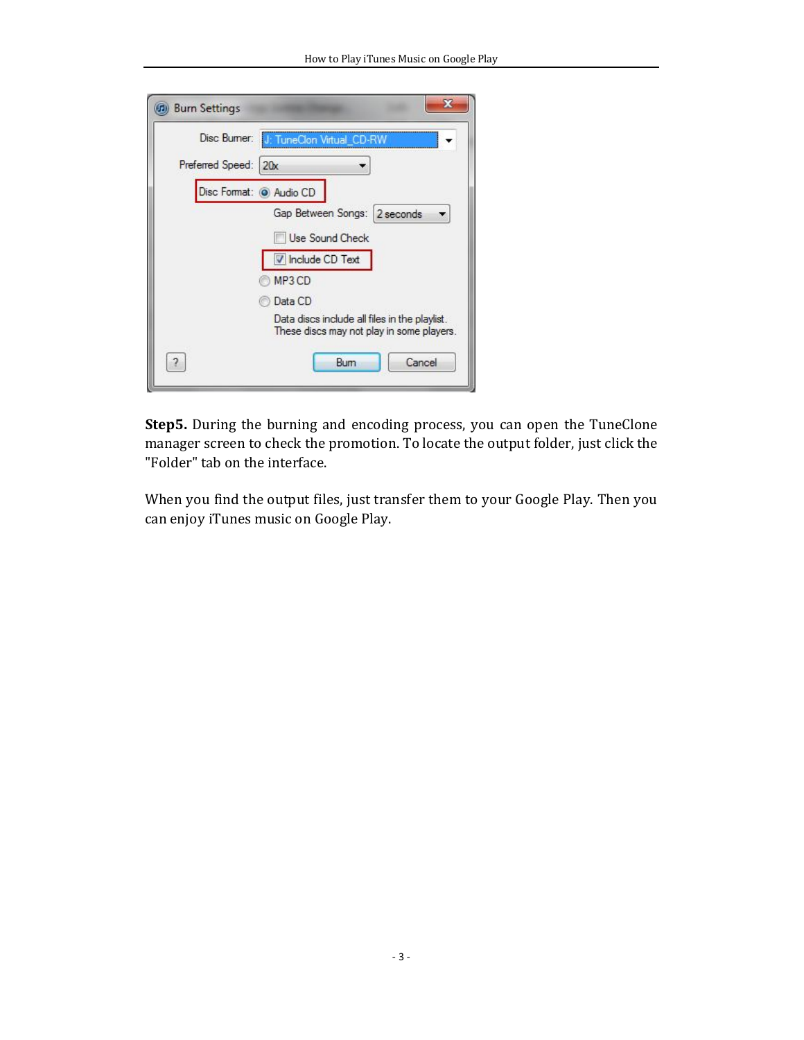**Step5.** During the burning and encoding process, you can open the TuneClone manager screen to check the promotion. To locate the output folder, just click the "Folder" tab on the interface.

When you find the output files, just transfer them to your Google Play. Then you can enjoy iTunes music on Google Play.